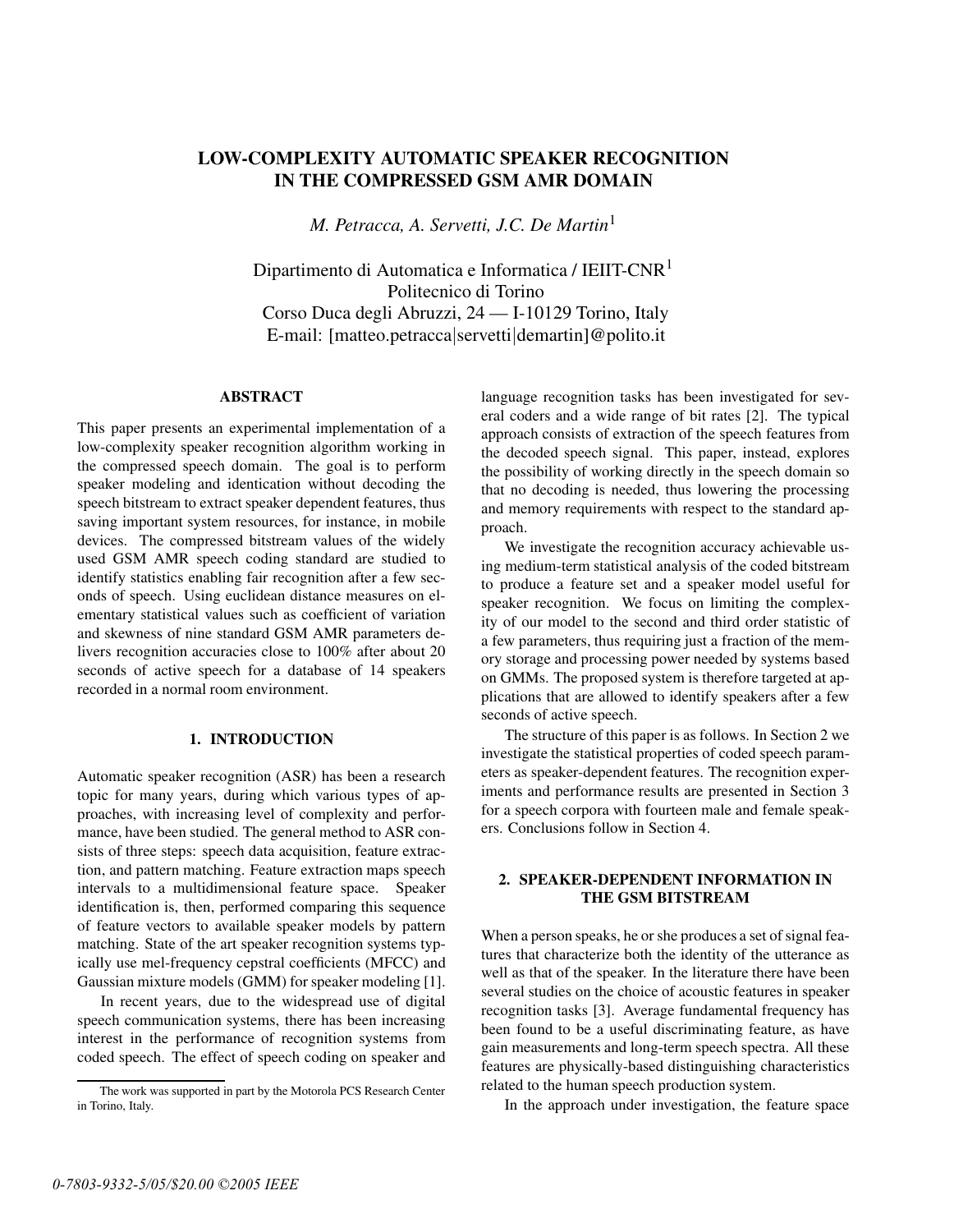# LOW-COMPLEXITY AUTOMATIC SPEAKER RECOGNITION IN THE COMPRESSED GSM AMR DOMAIN

*M. Petracca, A. Servetti, J.C. De Martin*[1]

Dipartimento di Automatica e Informatica / IEIIT-CNR[1]
Politecnico di Torino
Corso Duca degli Abruzzi, 24 — I-10129 Torino, Italy
E-mail: [matteo.petracca|servetti|demartin]@polito.it

## ABSTRACT

This paper presents an experimental implementation of a low-complexity speaker recognition algorithm working in the compressed speech domain. The goal is to perform speaker modeling and identication without decoding the speech bitstream to extract speaker dependent features, thus saving important system resources, for instance, in mobile devices. The compressed bitstream values of the widely used GSM AMR speech coding standard are studied to identify statistics enabling fair recognition after a few seconds of speech. Using euclidean distance measures on elementary statistical values such as coefficient of variation and skewness of nine standard GSM AMR parameters delivers recognition accuracies close to 100% after about 20 seconds of active speech for a database of 14 speakers recorded in a normal room environment.

## 1. INTRODUCTION

Automatic speaker recognition (ASR) has been a research topic for many years, during which various types of approaches, with increasing level of complexity and performance, have been studied. The general method to ASR consists of three steps: speech data acquisition, feature extraction, and pattern matching. Feature extraction maps speech intervals to a multidimensional feature space. Speaker identification is, then, performed comparing this sequence of feature vectors to available speaker models by pattern matching. State of the art speaker recognition systems typically use mel-frequency cepstral coefficients (MFCC) and Gaussian mixture models (GMM) for speaker modeling [1].

In recent years, due to the widespread use of digital speech communication systems, there has been increasing interest in the performance of recognition systems from coded speech. The effect of speech coding on speaker and language recognition tasks has been investigated for several coders and a wide range of bit rates [2]. The typical approach consists of extraction of the speech features from the decoded speech signal. This paper, instead, explores the possibility of working directly in the speech domain so that no decoding is needed, thus lowering the processing and memory requirements with respect to the standard approach.

We investigate the recognition accuracy achievable using medium-term statistical analysis of the coded bitstream to produce a feature set and a speaker model useful for speaker recognition. We focus on limiting the complexity of our model to the second and third order statistic of a few parameters, thus requiring just a fraction of the memory storage and processing power needed by systems based on GMMs. The proposed system is therefore targeted at applications that are allowed to identify speakers after a few seconds of active speech.

The structure of this paper is as follows. In Section 2 we investigate the statistical properties of coded speech parameters as speaker-dependent features. The recognition experiments and performance results are presented in Section 3 for a speech corpora with fourteen male and female speakers. Conclusions follow in Section 4.

## 2. SPEAKER-DEPENDENT INFORMATION IN THE GSM BITSTREAM

When a person speaks, he or she produces a set of signal features that characterize both the identity of the utterance as well as that of the speaker. In the literature there have been several studies on the choice of acoustic features in speaker recognition tasks [3]. Average fundamental frequency has been found to be a useful discriminating feature, as have gain measurements and long-term speech spectra. All these features are physically-based distinguishing characteristics related to the human speech production system.

In the approach under investigation, the feature space

The work was supported in part by the Motorola PCS Research Center in Torino, Italy.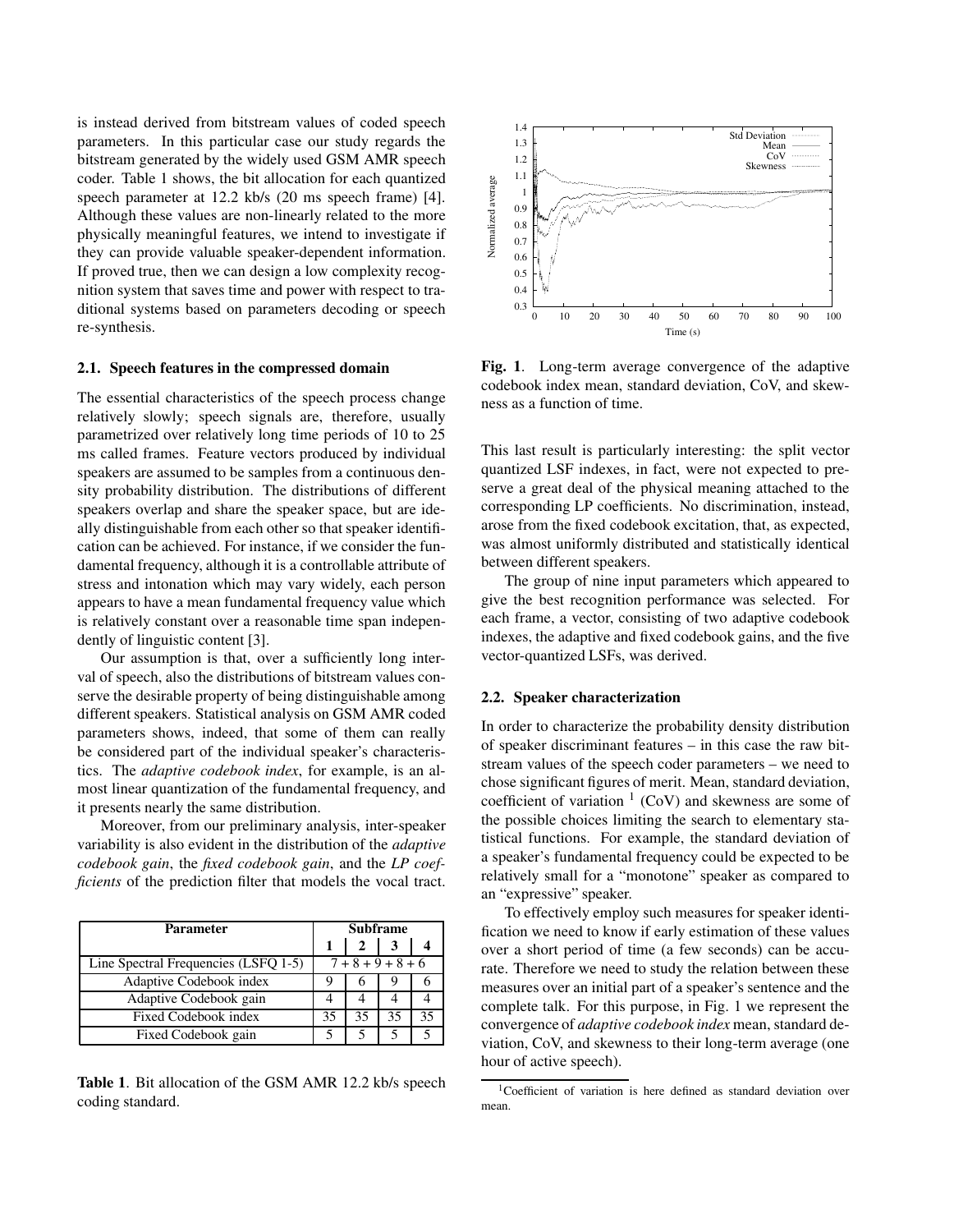is instead derived from bitstream values of coded speech parameters. In this particular case our study regards the bitstream generated by the widely used GSM AMR speech coder. Table 1 shows, the bit allocation for each quantized speech parameter at 12.2 kb/s (20 ms speech frame) [4]. Although these values are non-linearly related to the more physically meaningful features, we intend to investigate if they can provide valuable speaker-dependent information. If proved true, then we can design a low complexity recognition system that saves time and power with respect to traditional systems based on parameters decoding or speech re-synthesis.

### 2.1. Speech features in the compressed domain

The essential characteristics of the speech process change relatively slowly; speech signals are, therefore, usually parametrized over relatively long time periods of 10 to 25 ms called frames. Feature vectors produced by individual speakers are assumed to be samples from a continuous density probability distribution. The distributions of different speakers overlap and share the speaker space, but are ideally distinguishable from each other so that speaker identification can be achieved. For instance, if we consider the fundamental frequency, although it is a controllable attribute of stress and intonation which may vary widely, each person appears to have a mean fundamental frequency value which is relatively constant over a reasonable time span independently of linguistic content [3].

Our assumption is that, over a sufficiently long interval of speech, also the distributions of bitstream values conserve the desirable property of being distinguishable among different speakers. Statistical analysis on GSM AMR coded parameters shows, indeed, that some of them can really be considered part of the individual speaker's characteristics. The *adaptive codebook index*, for example, is an almost linear quantization of the fundamental frequency, and it presents nearly the same distribution.

Moreover, from our preliminary analysis, inter-speaker variability is also evident in the distribution of the *adaptive codebook gain*, the *fixed codebook gain*, and the *LP coefficients* of the prediction filter that models the vocal tract.

| Parameter | Subframe | | | |
|---|---|---|---|---|
| | 1 | 2 | 3 | 4 |
| Line Spectral Frequencies (LSFQ 1-5) | 7 + 8 + 9 + 8 + 6 | | | |
| Adaptive Codebook index | 9 | 6 | 9 | 6 |
| Adaptive Codebook gain | 4 | 4 | 4 | 4 |
| Fixed Codebook index | 35 | 35 | 35 | 35 |
| Fixed Codebook gain | 5 | 5 | 5 | 5 |

**Table 1**. Bit allocation of the GSM AMR 12.2 kb/s speech coding standard.

**Fig. 1**. Long-term average convergence of the adaptive codebook index mean, standard deviation, CoV, and skewness as a function of time.

This last result is particularly interesting: the split vector quantized LSF indexes, in fact, were not expected to preserve a great deal of the physical meaning attached to the corresponding LP coefficients. No discrimination, instead, arose from the fixed codebook excitation, that, as expected, was almost uniformly distributed and statistically identical between different speakers.

The group of nine input parameters which appeared to give the best recognition performance was selected. For each frame, a vector, consisting of two adaptive codebook indexes, the adaptive and fixed codebook gains, and the five vector-quantized LSFs, was derived.

### 2.2. Speaker characterization

In order to characterize the probability density distribution of speaker discriminant features – in this case the raw bitstream values of the speech coder parameters – we need to chose significant figures of merit. Mean, standard deviation, coefficient of variation [1] (CoV) and skewness are some of the possible choices limiting the search to elementary statistical functions. For example, the standard deviation of a speaker's fundamental frequency could be expected to be relatively small for a "monotone" speaker as compared to an "expressive" speaker.

To effectively employ such measures for speaker identification we need to know if early estimation of these values over a short period of time (a few seconds) can be accurate. Therefore we need to study the relation between these measures over an initial part of a speaker's sentence and the complete talk. For this purpose, in Fig. 1 we represent the convergence of *adaptive codebook index* mean, standard deviation, CoV, and skewness to their long-term average (one hour of active speech).

[1] Coefficient of variation is here defined as standard deviation over mean.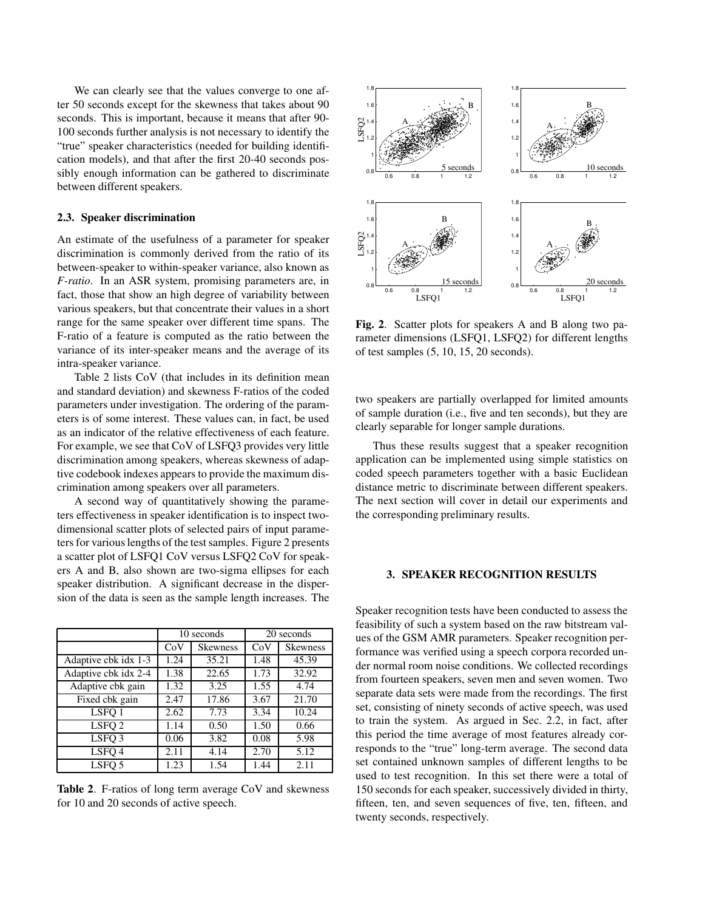We can clearly see that the values converge to one after 50 seconds except for the skewness that takes about 90 seconds. This is important, because it means that after 90-100 seconds further analysis is not necessary to identify the "true" speaker characteristics (needed for building identification models), and that after the first 20-40 seconds possibly enough information can be gathered to discriminate between different speakers.

### 2.3. Speaker discrimination

An estimate of the usefulness of a parameter for speaker discrimination is commonly derived from the ratio of its between-speaker to within-speaker variance, also known as *F-ratio*. In an ASR system, promising parameters are, in fact, those that show an high degree of variability between various speakers, but that concentrate their values in a short range for the same speaker over different time spans. The F-ratio of a feature is computed as the ratio between the variance of its inter-speaker means and the average of its intra-speaker variance.

Table 2 lists CoV (that includes in its definition mean and standard deviation) and skewness F-ratios of the coded parameters under investigation. The ordering of the parameters is of some interest. These values can, in fact, be used as an indicator of the relative effectiveness of each feature. For example, we see that CoV of LSFQ3 provides very little discrimination among speakers, whereas skewness of adaptive codebook indexes appears to provide the maximum discrimination among speakers over all parameters.

A second way of quantitatively showing the parameters effectiveness in speaker identification is to inspect two-dimensional scatter plots of selected pairs of input parameters for various lengths of the test samples. Figure 2 presents a scatter plot of LSFQ1 CoV versus LSFQ2 CoV for speakers A and B, also shown are two-sigma ellipses for each speaker distribution. A significant decrease in the dispersion of the data is seen as the sample length increases. The two speakers are partially overlapped for limited amounts of sample duration (i.e., five and ten seconds), but they are clearly separable for longer sample durations.

| | 10 seconds | | 20 seconds | |
|---|---|---|---|---|
| | CoV | Skewness | CoV | Skewness |
| Adaptive cbk idx 1-3 | 1.24 | 35.21 | 1.48 | 45.39 |
| Adaptive cbk idx 2-4 | 1.38 | 22.65 | 1.73 | 32.92 |
| Adaptive cbk gain | 1.32 | 3.25 | 1.55 | 4.74 |
| Fixed cbk gain | 2.47 | 17.86 | 3.67 | 21.70 |
| LSFQ 1 | 2.62 | 7.73 | 3.34 | 10.24 |
| LSFQ 2 | 1.14 | 0.50 | 1.50 | 0.66 |
| LSFQ 3 | 0.06 | 3.82 | 0.08 | 5.98 |
| LSFQ 4 | 2.11 | 4.14 | 2.70 | 5.12 |
| LSFQ 5 | 1.23 | 1.54 | 1.44 | 2.11 |

**Table 2**. F-ratios of long term average CoV and skewness for 10 and 20 seconds of active speech.

**Fig. 2**. Scatter plots for speakers A and B along two parameter dimensions (LSFQ1, LSFQ2) for different lengths of test samples (5, 10, 15, 20 seconds).

Thus these results suggest that a speaker recognition application can be implemented using simple statistics on coded speech parameters together with a basic Euclidean distance metric to discriminate between different speakers. The next section will cover in detail our experiments and the corresponding preliminary results.

## 3. SPEAKER RECOGNITION RESULTS

Speaker recognition tests have been conducted to assess the feasibility of such a system based on the raw bitstream values of the GSM AMR parameters. Speaker recognition performance was verified using a speech corpora recorded under normal room noise conditions. We collected recordings from fourteen speakers, seven men and seven women. Two separate data sets were made from the recordings. The first set, consisting of ninety seconds of active speech, was used to train the system. As argued in Sec. 2.2, in fact, after this period the time average of most features already corresponds to the "true" long-term average. The second data set contained unknown samples of different lengths to be used to test recognition. In this set there were a total of 150 seconds for each speaker, successively divided in thirty, fifteen, ten, and seven sequences of five, ten, fifteen, and twenty seconds, respectively.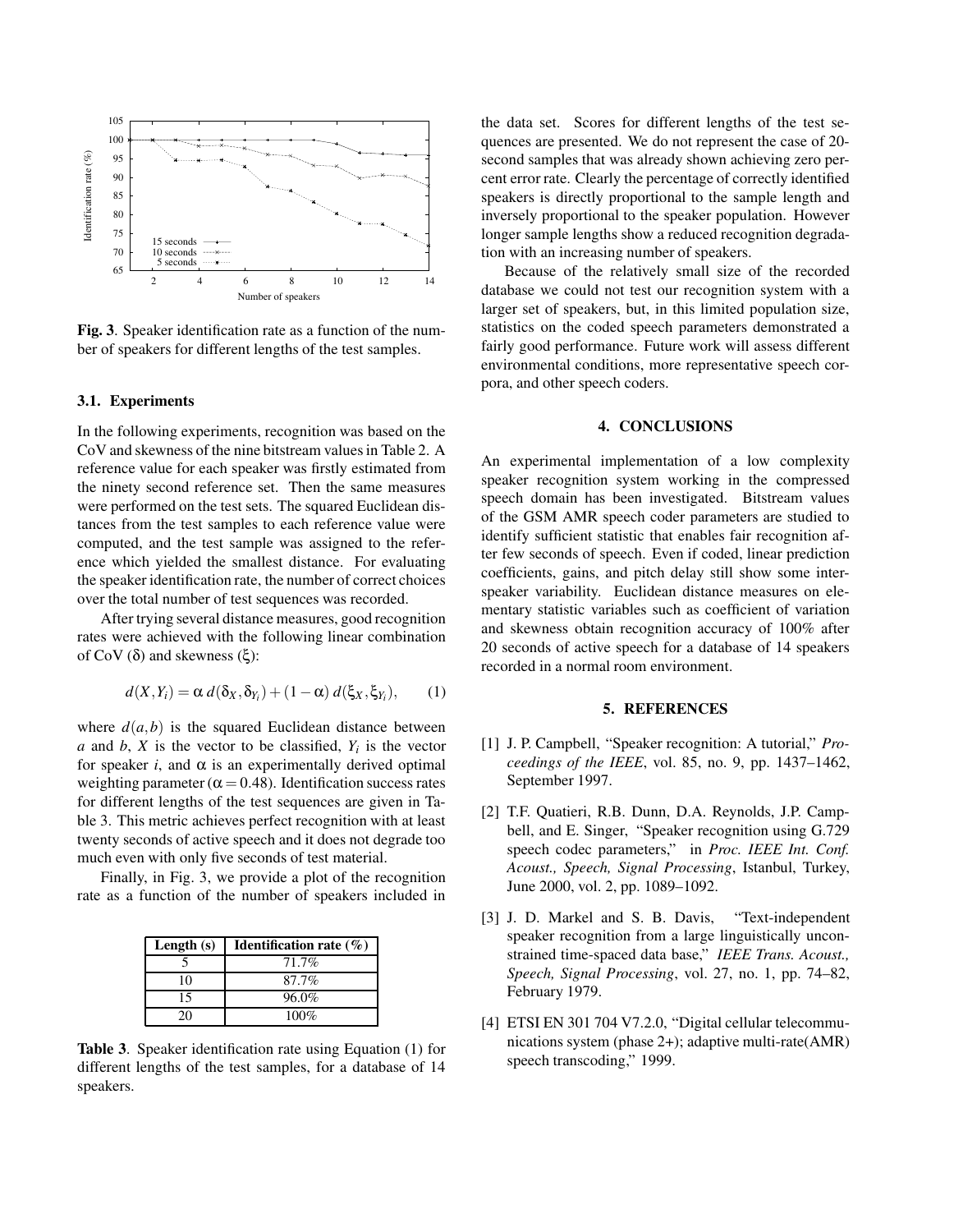105
100
95
90
85
80
75
70
65

Identification rate (%)

2 4 6 8 10 12 14

Number of speakers

15 seconds
10 seconds
5 seconds

**Fig. 3**. Speaker identification rate as a function of the number of speakers for different lengths of the test samples.

### 3.1. Experiments

In the following experiments, recognition was based on the CoV and skewness of the nine bitstream values in Table 2. A reference value for each speaker was firstly estimated from the ninety second reference set. Then the same measures were performed on the test sets. The squared Euclidean distances from the test samples to each reference value were computed, and the test sample was assigned to the reference which yielded the smallest distance. For evaluating the speaker identification rate, the number of correct choices over the total number of test sequences was recorded.

After trying several distance measures, good recognition rates were achieved with the following linear combination of CoV ($\delta$) and skewness ($\xi$):

$$d(X, Y_i) = \alpha \, d(\delta_X, \delta_{Y_i}) + (1 - \alpha) \, d(\xi_X, \xi_{Y_i}), \qquad (1)$$

where $d(a,b)$ is the squared Euclidean distance between $a$ and $b$, $X$ is the vector to be classified, $Y_i$ is the vector for speaker $i$, and $\alpha$ is an experimentally derived optimal weighting parameter ($\alpha = 0.48$). Identification success rates for different lengths of the test sequences are given in Table 3. This metric achieves perfect recognition with at least twenty seconds of active speech and it does not degrade too much even with only five seconds of test material.

Finally, in Fig. 3, we provide a plot of the recognition rate as a function of the number of speakers included in the data set. Scores for different lengths of the test sequences are presented. We do not represent the case of 20-second samples that was already shown achieving zero percent error rate. Clearly the percentage of correctly identified speakers is directly proportional to the sample length and inversely proportional to the speaker population. However longer sample lengths show a reduced recognition degradation with an increasing number of speakers.

| Length (s) | Identification rate (%) |
|---|---|
| 5 | 71.7% |
| 10 | 87.7% |
| 15 | 96.0% |
| 20 | 100% |

**Table 3**. Speaker identification rate using Equation (1) for different lengths of the test samples, for a database of 14 speakers.

Because of the relatively small size of the recorded database we could not test our recognition system with a larger set of speakers, but, in this limited population size, statistics on the coded speech parameters demonstrated a fairly good performance. Future work will assess different environmental conditions, more representative speech corpora, and other speech coders.

## 4. CONCLUSIONS

An experimental implementation of a low complexity speaker recognition system working in the compressed speech domain has been investigated. Bitstream values of the GSM AMR speech coder parameters are studied to identify sufficient statistic that enables fair recognition after few seconds of speech. Even if coded, linear prediction coefficients, gains, and pitch delay still show some inter-speaker variability. Euclidean distance measures on elementary statistic variables such as coefficient of variation and skewness obtain recognition accuracy of 100% after 20 seconds of active speech for a database of 14 speakers recorded in a normal room environment.

## 5. REFERENCES

[1] J. P. Campbell, "Speaker recognition: A tutorial," *Proceedings of the IEEE*, vol. 85, no. 9, pp. 1437–1462, September 1997.

[2] T.F. Quatieri, R.B. Dunn, D.A. Reynolds, J.P. Campbell, and E. Singer, "Speaker recognition using G.729 speech codec parameters," in *Proc. IEEE Int. Conf. Acoust., Speech, Signal Processing*, Istanbul, Turkey, June 2000, vol. 2, pp. 1089–1092.

[3] J. D. Markel and S. B. Davis, "Text-independent speaker recognition from a large linguistically unconstrained time-spaced data base," *IEEE Trans. Acoust., Speech, Signal Processing*, vol. 27, no. 1, pp. 74–82, February 1979.

[4] ETSI EN 301 704 V7.2.0, "Digital cellular telecommunications system (phase 2+); adaptive multi-rate(AMR) speech transcoding," 1999.